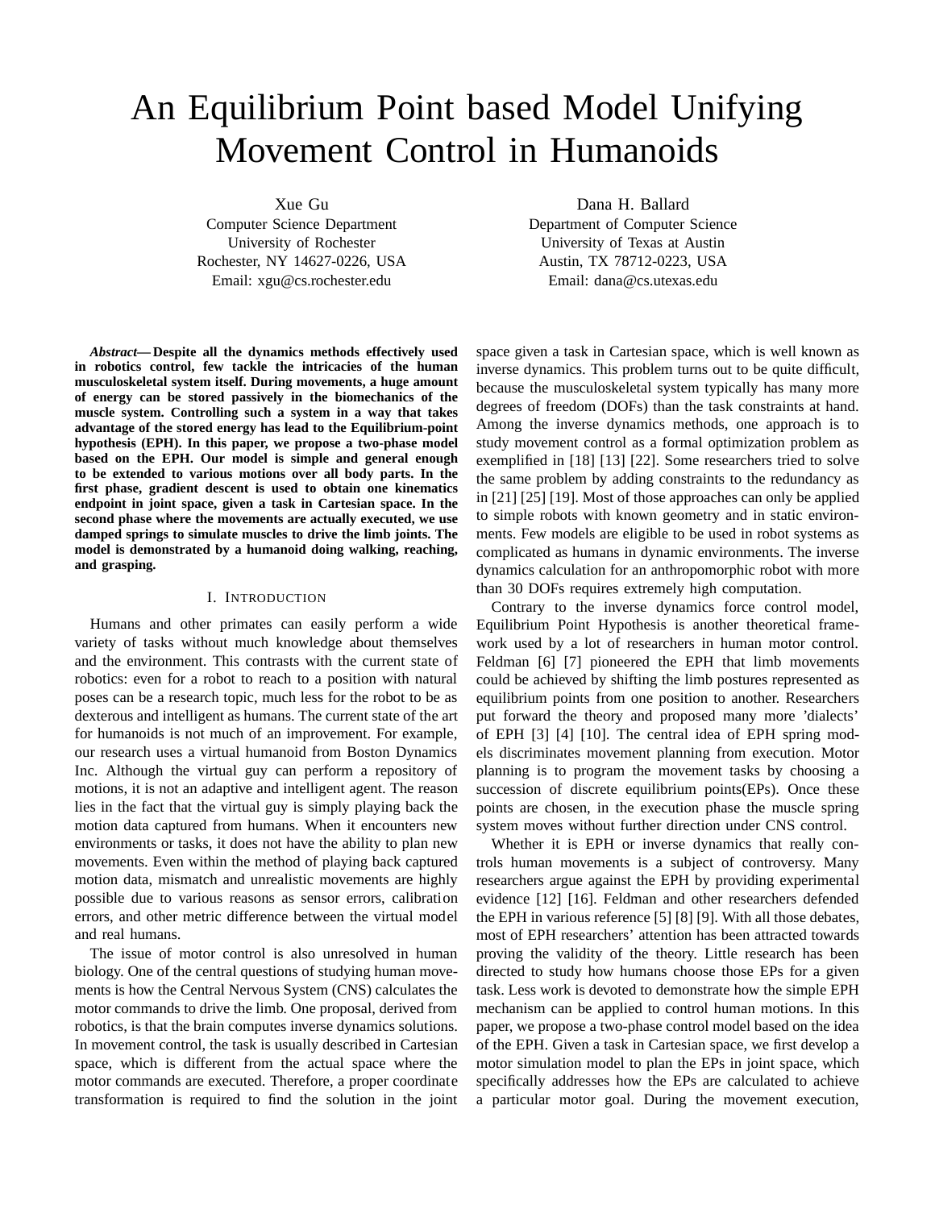# An Equilibrium Point based Model Unifying Movement Control in Humanoids

Xue Gu
Computer Science Department
University of Rochester
Rochester, NY 14627-0226, USA
Email: xgu@cs.rochester.edu

Dana H. Ballard
Department of Computer Science
University of Texas at Austin
Austin, TX 78712-0223, USA
Email: dana@cs.utexas.edu

***Abstract*— Despite all the dynamics methods effectively used in robotics control, few tackle the intricacies of the human musculoskeletal system itself. During movements, a huge amount of energy can be stored passively in the biomechanics of the muscle system. Controlling such a system in a way that takes advantage of the stored energy has lead to the Equilibrium-point hypothesis (EPH). In this paper, we propose a two-phase model based on the EPH. Our model is simple and general enough to be extended to various motions over all body parts. In the first phase, gradient descent is used to obtain one kinematics endpoint in joint space, given a task in Cartesian space. In the second phase where the movements are actually executed, we use damped springs to simulate muscles to drive the limb joints. The model is demonstrated by a humanoid doing walking, reaching, and grasping.**

## I. Introduction

Humans and other primates can easily perform a wide variety of tasks without much knowledge about themselves and the environment. This contrasts with the current state of robotics: even for a robot to reach to a position with natural poses can be a research topic, much less for the robot to be as dexterous and intelligent as humans. The current state of the art for humanoids is not much of an improvement. For example, our research uses a virtual humanoid from Boston Dynamics Inc. Although the virtual guy can perform a repository of motions, it is not an adaptive and intelligent agent. The reason lies in the fact that the virtual guy is simply playing back the motion data captured from humans. When it encounters new environments or tasks, it does not have the ability to plan new movements. Even within the method of playing back captured motion data, mismatch and unrealistic movements are highly possible due to various reasons as sensor errors, calibration errors, and other metric difference between the virtual model and real humans.

The issue of motor control is also unresolved in human biology. One of the central questions of studying human movements is how the Central Nervous System (CNS) calculates the motor commands to drive the limb. One proposal, derived from robotics, is that the brain computes inverse dynamics solutions. In movement control, the task is usually described in Cartesian space, which is different from the actual space where the motor commands are executed. Therefore, a proper coordinate transformation is required to find the solution in the joint space given a task in Cartesian space, which is well known as inverse dynamics. This problem turns out to be quite difficult, because the musculoskeletal system typically has many more degrees of freedom (DOFs) than the task constraints at hand. Among the inverse dynamics methods, one approach is to study movement control as a formal optimization problem as exemplified in [18] [13] [22]. Some researchers tried to solve the same problem by adding constraints to the redundancy as in [21] [25] [19]. Most of those approaches can only be applied to simple robots with known geometry and in static environments. Few models are eligible to be used in robot systems as complicated as humans in dynamic environments. The inverse dynamics calculation for an anthropomorphic robot with more than 30 DOFs requires extremely high computation.

Contrary to the inverse dynamics force control model, Equilibrium Point Hypothesis is another theoretical framework used by a lot of researchers in human motor control. Feldman [6] [7] pioneered the EPH that limb movements could be achieved by shifting the limb postures represented as equilibrium points from one position to another. Researchers put forward the theory and proposed many more 'dialects' of EPH [3] [4] [10]. The central idea of EPH spring models discriminates movement planning from execution. Motor planning is to program the movement tasks by choosing a succession of discrete equilibrium points(EPs). Once these points are chosen, in the execution phase the muscle spring system moves without further direction under CNS control.

Whether it is EPH or inverse dynamics that really controls human movements is a subject of controversy. Many researchers argue against the EPH by providing experimental evidence [12] [16]. Feldman and other researchers defended the EPH in various reference [5] [8] [9]. With all those debates, most of EPH researchers' attention has been attracted towards proving the validity of the theory. Little research has been directed to study how humans choose those EPs for a given task. Less work is devoted to demonstrate how the simple EPH mechanism can be applied to control human motions. In this paper, we propose a two-phase control model based on the idea of the EPH. Given a task in Cartesian space, we first develop a motor simulation model to plan the EPs in joint space, which specifically addresses how the EPs are calculated to achieve a particular motor goal. During the movement execution,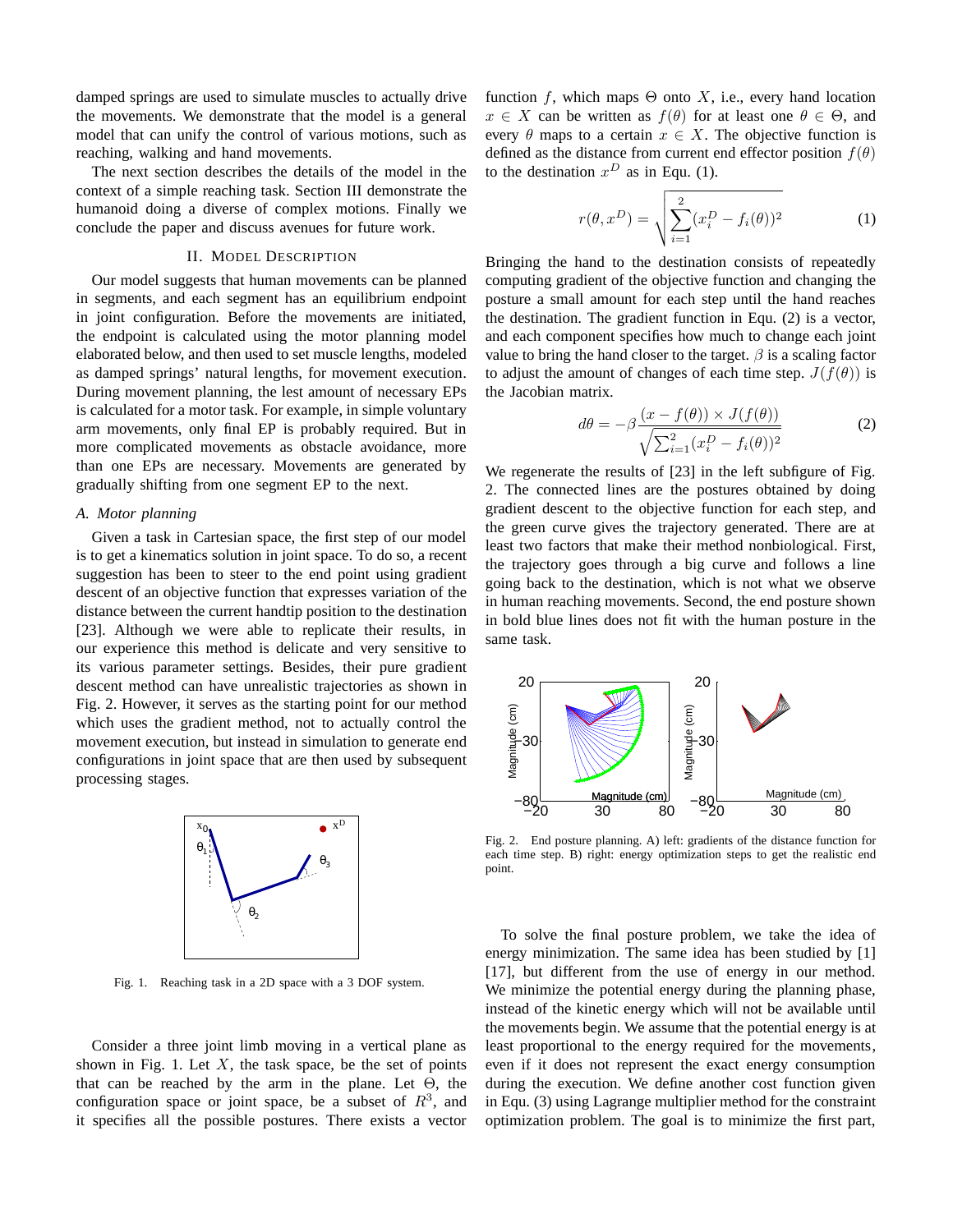damped springs are used to simulate muscles to actually drive the movements. We demonstrate that the model is a general model that can unify the control of various motions, such as reaching, walking and hand movements.

The next section describes the details of the model in the context of a simple reaching task. Section III demonstrate the humanoid doing a diverse of complex motions. Finally we conclude the paper and discuss avenues for future work.

## II. Model Description

Our model suggests that human movements can be planned in segments, and each segment has an equilibrium endpoint in joint configuration. Before the movements are initiated, the endpoint is calculated using the motor planning model elaborated below, and then used to set muscle lengths, modeled as damped springs' natural lengths, for movement execution. During movement planning, the lest amount of necessary EPs is calculated for a motor task. For example, in simple voluntary arm movements, only final EP is probably required. But in more complicated movements as obstacle avoidance, more than one EPs are necessary. Movements are generated by gradually shifting from one segment EP to the next.

### A. Motor planning

Given a task in Cartesian space, the first step of our model is to get a kinematics solution in joint space. To do so, a recent suggestion has been to steer to the end point using gradient descent of an objective function that expresses variation of the distance between the current handtip position to the destination [23]. Although we were able to replicate their results, in our experience this method is delicate and very sensitive to its various parameter settings. Besides, their pure gradient descent method can have unrealistic trajectories as shown in Fig. 2. However, it serves as the starting point for our method which uses the gradient method, not to actually control the movement execution, but instead in simulation to generate end configurations in joint space that are then used by subsequent processing stages.

Fig. 1. Reaching task in a 2D space with a 3 DOF system.

Consider a three joint limb moving in a vertical plane as shown in Fig. 1. Let $X$, the task space, be the set of points that can be reached by the arm in the plane. Let $\Theta$, the configuration space or joint space, be a subset of $R^3$, and it specifies all the possible postures. There exists a vector function $f$, which maps $\Theta$ onto $X$, i.e., every hand location $x \in X$ can be written as $f(\theta)$ for at least one $\theta \in \Theta$, and every $\theta$ maps to a certain $x \in X$. The objective function is defined as the distance from current end effector position $f(\theta)$ to the destination $x^D$ as in Equ. (1).

$$r(\theta, x^D) = \sqrt{\sum_{i=1}^{2}(x_i^D - f_i(\theta))^2} \tag{1}$$

Bringing the hand to the destination consists of repeatedly computing gradient of the objective function and changing the posture a small amount for each step until the hand reaches the destination. The gradient function in Equ. (2) is a vector, and each component specifies how much to change each joint value to bring the hand closer to the target. $\beta$ is a scaling factor to adjust the amount of changes of each time step. $J(f(\theta))$ is the Jacobian matrix.

$$d\theta = -\beta \frac{(x - f(\theta)) \times J(f(\theta))}{\sqrt{\sum_{i=1}^{2}(x_i^D - f_i(\theta))^2}} \tag{2}$$

We regenerate the results of [23] in the left subfigure of Fig. 2. The connected lines are the postures obtained by doing gradient descent to the objective function for each step, and the green curve gives the trajectory generated. There are at least two factors that make their method nonbiological. First, the trajectory goes through a big curve and follows a line going back to the destination, which is not what we observe in human reaching movements. Second, the end posture shown in bold blue lines does not fit with the human posture in the same task.

Fig. 2. End posture planning. A) left: gradients of the distance function for each time step. B) right: energy optimization steps to get the realistic end point.

To solve the final posture problem, we take the idea of energy minimization. The same idea has been studied by [1] [17], but different from the use of energy in our method. We minimize the potential energy during the planning phase, instead of the kinetic energy which will not be available until the movements begin. We assume that the potential energy is at least proportional to the energy required for the movements, even if it does not represent the exact energy consumption during the execution. We define another cost function given in Equ. (3) using Lagrange multiplier method for the constraint optimization problem. The goal is to minimize the first part,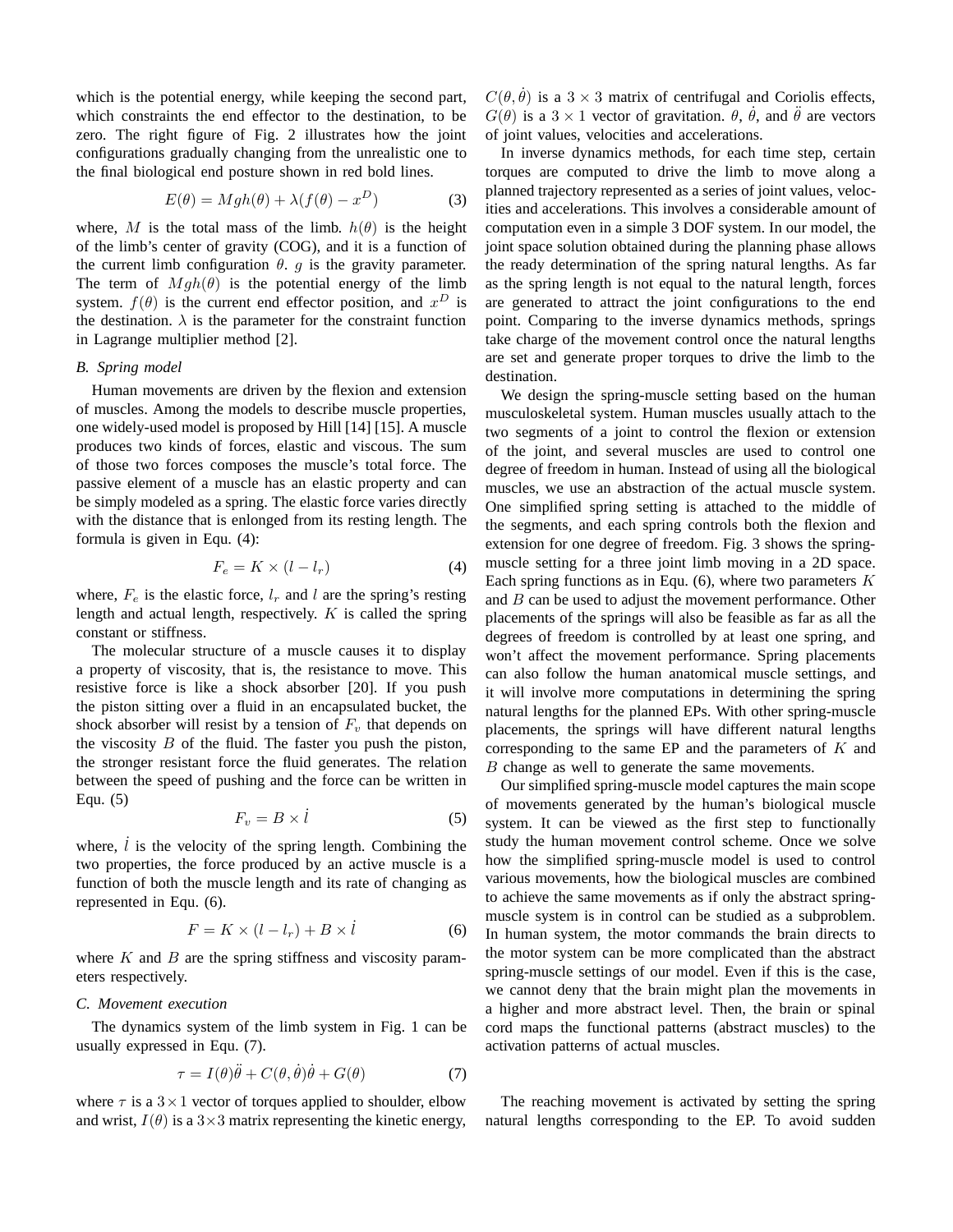which is the potential energy, while keeping the second part, which constraints the end effector to the destination, to be zero. The right figure of Fig. 2 illustrates how the joint configurations gradually changing from the unrealistic one to the final biological end posture shown in red bold lines.

$$E(\theta) = Mgh(\theta) + \lambda(f(\theta) - x^D) \tag{3}$$

where, $M$ is the total mass of the limb. $h(\theta)$ is the height of the limb's center of gravity (COG), and it is a function of the current limb configuration $\theta$. $g$ is the gravity parameter. The term of $Mgh(\theta)$ is the potential energy of the limb system. $f(\theta)$ is the current end effector position, and $x^D$ is the destination. $\lambda$ is the parameter for the constraint function in Lagrange multiplier method [2].

### B. Spring model

Human movements are driven by the flexion and extension of muscles. Among the models to describe muscle properties, one widely-used model is proposed by Hill [14] [15]. A muscle produces two kinds of forces, elastic and viscous. The sum of those two forces composes the muscle's total force. The passive element of a muscle has an elastic property and can be simply modeled as a spring. The elastic force varies directly with the distance that is enlonged from its resting length. The formula is given in Equ. (4):

$$F_e = K \times (l - l_r) \tag{4}$$

where, $F_e$ is the elastic force, $l_r$ and $l$ are the spring's resting length and actual length, respectively. $K$ is called the spring constant or stiffness.

The molecular structure of a muscle causes it to display a property of viscosity, that is, the resistance to move. This resistive force is like a shock absorber [20]. If you push the piston sitting over a fluid in an encapsulated bucket, the shock absorber will resist by a tension of $F_v$ that depends on the viscosity $B$ of the fluid. The faster you push the piston, the stronger resistant force the fluid generates. The relation between the speed of pushing and the force can be written in Equ. (5)

$$F_v = B \times \dot{l} \tag{5}$$

where, $\dot{l}$ is the velocity of the spring length. Combining the two properties, the force produced by an active muscle is a function of both the muscle length and its rate of changing as represented in Equ. (6).

$$F = K \times (l - l_r) + B \times \dot{l} \tag{6}$$

where $K$ and $B$ are the spring stiffness and viscosity parameters respectively.

### C. Movement execution

The dynamics system of the limb system in Fig. 1 can be usually expressed in Equ. (7).

$$\tau = I(\theta)\ddot{\theta} + C(\theta, \dot{\theta})\dot{\theta} + G(\theta) \tag{7}$$

where $\tau$ is a $3 \times 1$ vector of torques applied to shoulder, elbow and wrist, $I(\theta)$ is a $3 \times 3$ matrix representing the kinetic energy, $C(\theta, \dot{\theta})$ is a $3 \times 3$ matrix of centrifugal and Coriolis effects, $G(\theta)$ is a $3 \times 1$ vector of gravitation. $\theta$, $\dot{\theta}$, and $\ddot{\theta}$ are vectors of joint values, velocities and accelerations.

In inverse dynamics methods, for each time step, certain torques are computed to drive the limb to move along a planned trajectory represented as a series of joint values, velocities and accelerations. This involves a considerable amount of computation even in a simple 3 DOF system. In our model, the joint space solution obtained during the planning phase allows the ready determination of the spring natural lengths. As far as the spring length is not equal to the natural length, forces are generated to attract the joint configurations to the end point. Comparing to the inverse dynamics methods, springs take charge of the movement control once the natural lengths are set and generate proper torques to drive the limb to the destination.

We design the spring-muscle setting based on the human musculoskeletal system. Human muscles usually attach to the two segments of a joint to control the flexion or extension of the joint, and several muscles are used to control one degree of freedom in human. Instead of using all the biological muscles, we use an abstraction of the actual muscle system. One simplified spring setting is attached to the middle of the segments, and each spring controls both the flexion and extension for one degree of freedom. Fig. 3 shows the spring-muscle setting for a three joint limb moving in a 2D space. Each spring functions as in Equ. (6), where two parameters $K$ and $B$ can be used to adjust the movement performance. Other placements of the springs will also be feasible as far as all the degrees of freedom is controlled by at least one spring, and won't affect the movement performance. Spring placements can also follow the human anatomical muscle settings, and it will involve more computations in determining the spring natural lengths for the planned EPs. With other spring-muscle placements, the springs will have different natural lengths corresponding to the same EP and the parameters of $K$ and $B$ change as well to generate the same movements.

Our simplified spring-muscle model captures the main scope of movements generated by the human's biological muscle system. It can be viewed as the first step to functionally study the human movement control scheme. Once we solve how the simplified spring-muscle model is used to control various movements, how the biological muscles are combined to achieve the same movements as if only the abstract spring-muscle system is in control can be studied as a subproblem. In human system, the motor commands the brain directs to the motor system can be more complicated than the abstract spring-muscle settings of our model. Even if this is the case, we cannot deny that the brain might plan the movements in a higher and more abstract level. Then, the brain or spinal cord maps the functional patterns (abstract muscles) to the activation patterns of actual muscles.

The reaching movement is activated by setting the spring natural lengths corresponding to the EP. To avoid sudden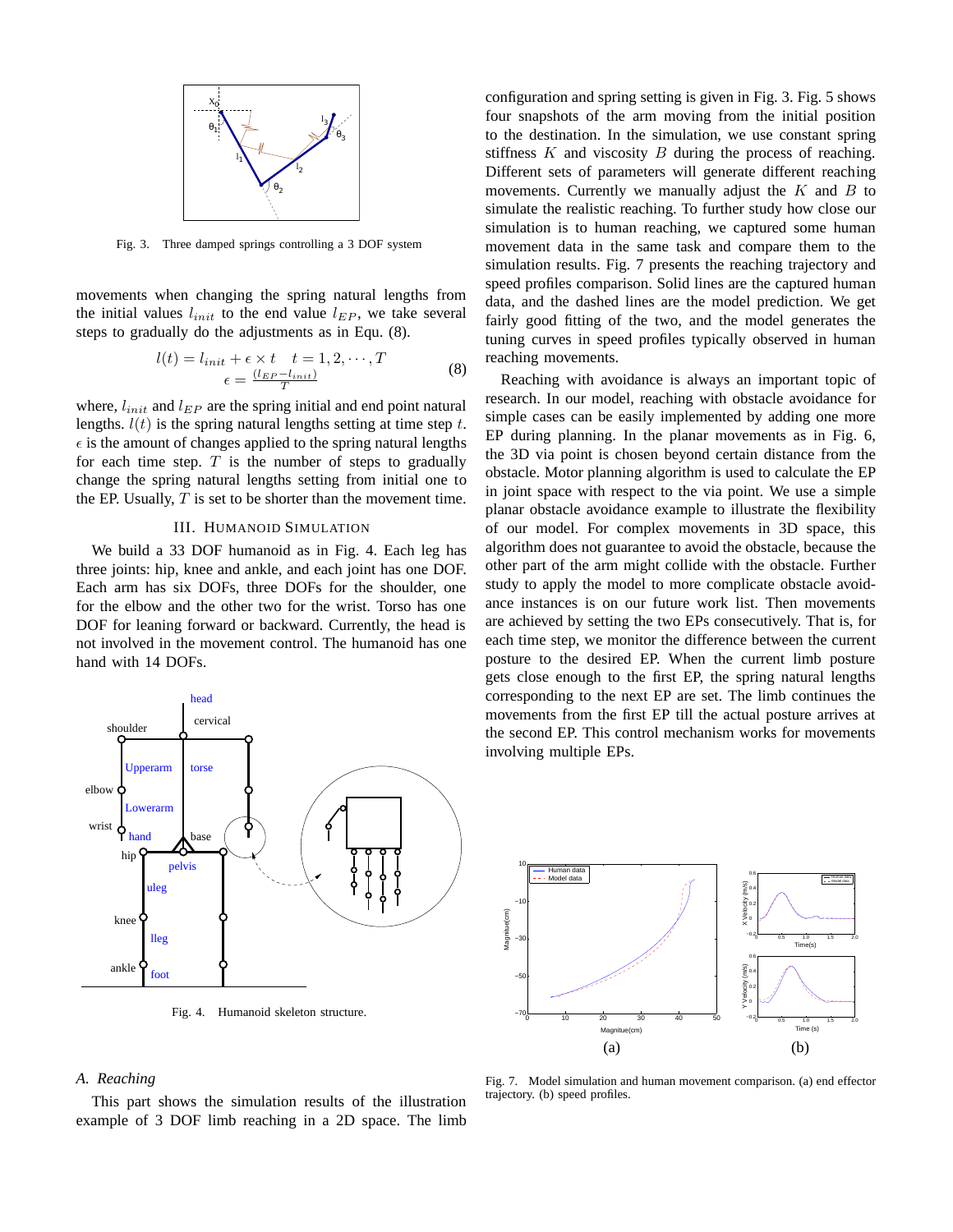Fig. 3. Three damped springs controlling a 3 DOF system

movements when changing the spring natural lengths from the initial values $l_{init}$ to the end value $l_{EP}$, we take several steps to gradually do the adjustments as in Equ. (8).

$$l(t) = l_{init} + \epsilon \times t \quad t = 1, 2, \cdots, T$$
$$\epsilon = \frac{(l_{EP} - l_{init})}{T} \tag{8}$$

where, $l_{init}$ and $l_{EP}$ are the spring initial and end point natural lengths. $l(t)$ is the spring natural lengths setting at time step $t$. $\epsilon$ is the amount of changes applied to the spring natural lengths for each time step. $T$ is the number of steps to gradually change the spring natural lengths setting from initial one to the EP. Usually, $T$ is set to be shorter than the movement time.

## III. Humanoid Simulation

We build a 33 DOF humanoid as in Fig. 4. Each leg has three joints: hip, knee and ankle, and each joint has one DOF. Each arm has six DOFs, three DOFs for the shoulder, one for the elbow and the other two for the wrist. Torso has one DOF for leaning forward or backward. Currently, the head is not involved in the movement control. The humanoid has one hand with 14 DOFs.

Fig. 4. Humanoid skeleton structure.

### A. Reaching

This part shows the simulation results of the illustration example of 3 DOF limb reaching in a 2D space. The limb configuration and spring setting is given in Fig. 3. Fig. 5 shows four snapshots of the arm moving from the initial position to the destination. In the simulation, we use constant spring stiffness $K$ and viscosity $B$ during the process of reaching. Different sets of parameters will generate different reaching movements. Currently we manually adjust the $K$ and $B$ to simulate the realistic reaching. To further study how close our simulation is to human reaching, we captured some human movement data in the same task and compare them to the simulation results. Fig. 7 presents the reaching trajectory and speed profiles comparison. Solid lines are the captured human data, and the dashed lines are the model prediction. We get fairly good fitting of the two, and the model generates the tuning curves in speed profiles typically observed in human reaching movements.

Reaching with avoidance is always an important topic of research. In our model, reaching with obstacle avoidance for simple cases can be easily implemented by adding one more EP during planning. In the planar movements as in Fig. 6, the 3D via point is chosen beyond certain distance from the obstacle. Motor planning algorithm is used to calculate the EP in joint space with respect to the via point. We use a simple planar obstacle avoidance example to illustrate the flexibility of our model. For complex movements in 3D space, this algorithm does not guarantee to avoid the obstacle, because the other part of the arm might collide with the obstacle. Further study to apply the model to more complicate obstacle avoidance instances is on our future work list. Then movements are achieved by setting the two EPs consecutively. That is, for each time step, we monitor the difference between the current posture to the desired EP. When the current limb posture gets close enough to the first EP, the spring natural lengths corresponding to the next EP are set. The limb continues the movements from the first EP till the actual posture arrives at the second EP. This control mechanism works for movements involving multiple EPs.

Fig. 7. Model simulation and human movement comparison. (a) end effector trajectory. (b) speed profiles.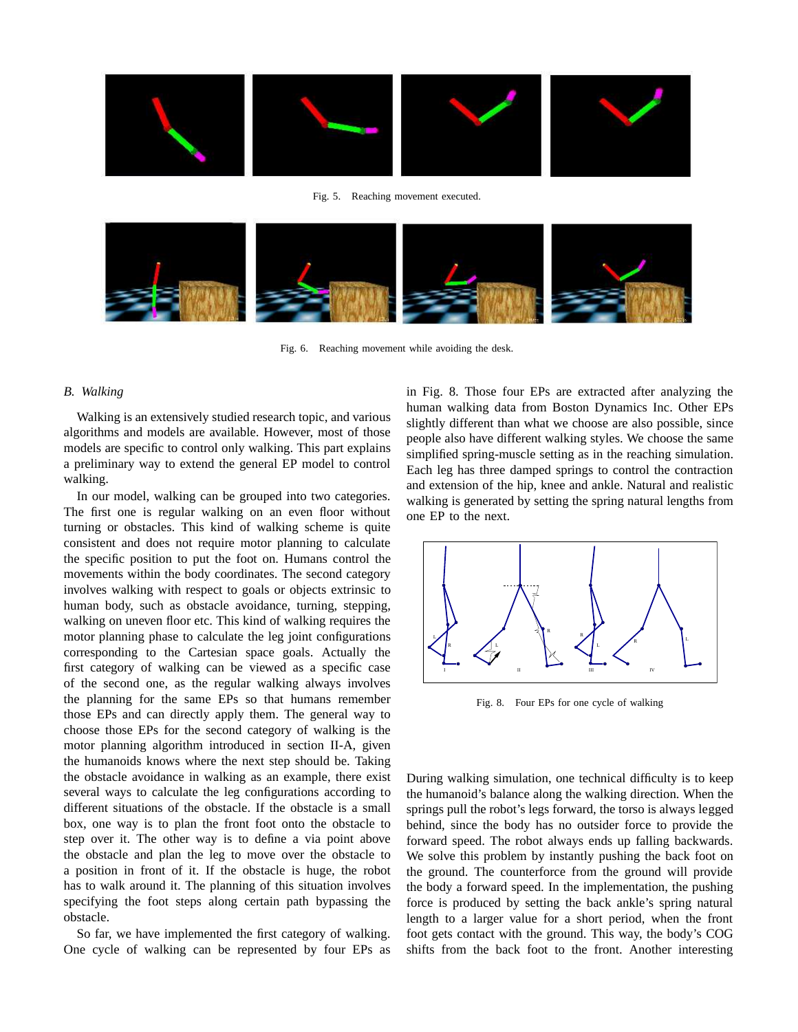Fig. 5. Reaching movement executed.

Fig. 6. Reaching movement while avoiding the desk.

### *B. Walking*

Walking is an extensively studied research topic, and various algorithms and models are available. However, most of those models are specific to control only walking. This part explains a preliminary way to extend the general EP model to control walking.

In our model, walking can be grouped into two categories. The first one is regular walking on an even floor without turning or obstacles. This kind of walking scheme is quite consistent and does not require motor planning to calculate the specific position to put the foot on. Humans control the movements within the body coordinates. The second category involves walking with respect to goals or objects extrinsic to human body, such as obstacle avoidance, turning, stepping, walking on uneven floor etc. This kind of walking requires the motor planning phase to calculate the leg joint configurations corresponding to the Cartesian space goals. Actually the first category of walking can be viewed as a specific case of the second one, as the regular walking always involves the planning for the same EPs so that humans remember those EPs and can directly apply them. The general way to choose those EPs for the second category of walking is the motor planning algorithm introduced in section II-A, given the humanoids knows where the next step should be. Taking the obstacle avoidance in walking as an example, there exist several ways to calculate the leg configurations according to different situations of the obstacle. If the obstacle is a small box, one way is to plan the front foot onto the obstacle to step over it. The other way is to define a via point above the obstacle and plan the leg to move over the obstacle to a position in front of it. If the obstacle is huge, the robot has to walk around it. The planning of this situation involves specifying the foot steps along certain path bypassing the obstacle.

So far, we have implemented the first category of walking. One cycle of walking can be represented by four EPs as in Fig. 8. Those four EPs are extracted after analyzing the human walking data from Boston Dynamics Inc. Other EPs slightly different than what we choose are also possible, since people also have different walking styles. We choose the same simplified spring-muscle setting as in the reaching simulation. Each leg has three damped springs to control the contraction and extension of the hip, knee and ankle. Natural and realistic walking is generated by setting the spring natural lengths from one EP to the next.

Fig. 8. Four EPs for one cycle of walking

During walking simulation, one technical difficulty is to keep the humanoid's balance along the walking direction. When the springs pull the robot's legs forward, the torso is always legged behind, since the body has no outsider force to provide the forward speed. The robot always ends up falling backwards. We solve this problem by instantly pushing the back foot on the ground. The counterforce from the ground will provide the body a forward speed. In the implementation, the pushing force is produced by setting the back ankle's spring natural length to a larger value for a short period, when the front foot gets contact with the ground. This way, the body's COG shifts from the back foot to the front. Another interesting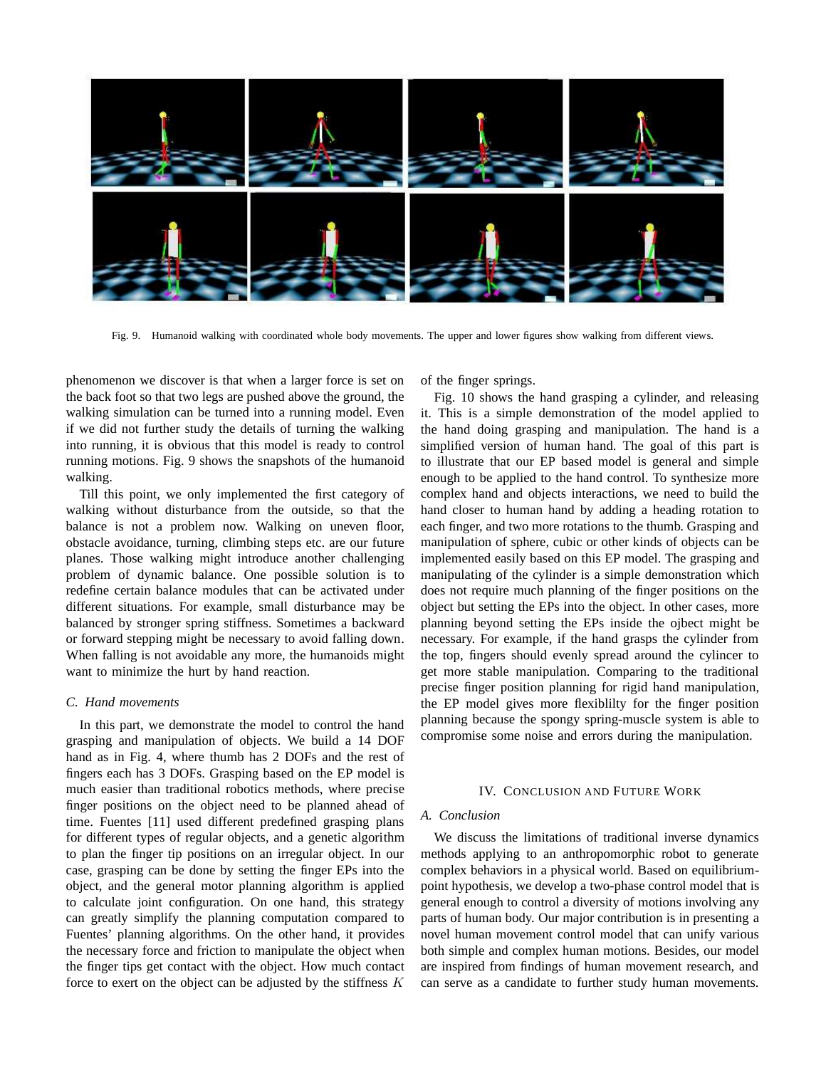Fig. 9. Humanoid walking with coordinated whole body movements. The upper and lower figures show walking from different views.

phenomenon we discover is that when a larger force is set on the back foot so that two legs are pushed above the ground, the walking simulation can be turned into a running model. Even if we did not further study the details of turning the walking into running, it is obvious that this model is ready to control running motions. Fig. 9 shows the snapshots of the humanoid walking.

Till this point, we only implemented the first category of walking without disturbance from the outside, so that the balance is not a problem now. Walking on uneven floor, obstacle avoidance, turning, climbing steps etc. are our future planes. Those walking might introduce another challenging problem of dynamic balance. One possible solution is to redefine certain balance modules that can be activated under different situations. For example, small disturbance may be balanced by stronger spring stiffness. Sometimes a backward or forward stepping might be necessary to avoid falling down. When falling is not avoidable any more, the humanoids might want to minimize the hurt by hand reaction.

### C. Hand movements

In this part, we demonstrate the model to control the hand grasping and manipulation of objects. We build a 14 DOF hand as in Fig. 4, where thumb has 2 DOFs and the rest of fingers each has 3 DOFs. Grasping based on the EP model is much easier than traditional robotics methods, where precise finger positions on the object need to be planned ahead of time. Fuentes [11] used different predefined grasping plans for different types of regular objects, and a genetic algorithm to plan the finger tip positions on an irregular object. In our case, grasping can be done by setting the finger EPs into the object, and the general motor planning algorithm is applied to calculate joint configuration. On one hand, this strategy can greatly simplify the planning computation compared to Fuentes' planning algorithms. On the other hand, it provides the necessary force and friction to manipulate the object when the finger tips get contact with the object. How much contact force to exert on the object can be adjusted by the stiffness $K$ of the finger springs.

Fig. 10 shows the hand grasping a cylinder, and releasing it. This is a simple demonstration of the model applied to the hand doing grasping and manipulation. The hand is a simplified version of human hand. The goal of this part is to illustrate that our EP based model is general and simple enough to be applied to the hand control. To synthesize more complex hand and objects interactions, we need to build the hand closer to human hand by adding a heading rotation to each finger, and two more rotations to the thumb. Grasping and manipulation of sphere, cubic or other kinds of objects can be implemented easily based on this EP model. The grasping and manipulating of the cylinder is a simple demonstration which does not require much planning of the finger positions on the object but setting the EPs into the object. In other cases, more planning beyond setting the EPs inside the ojbect might be necessary. For example, if the hand grasps the cylinder from the top, fingers should evenly spread around the cylincer to get more stable manipulation. Comparing to the traditional precise finger position planning for rigid hand manipulation, the EP model gives more flexiblilty for the finger position planning because the spongy spring-muscle system is able to compromise some noise and errors during the manipulation.

## IV. Conclusion and Future Work

### A. Conclusion

We discuss the limitations of traditional inverse dynamics methods applying to an anthropomorphic robot to generate complex behaviors in a physical world. Based on equilibrium-point hypothesis, we develop a two-phase control model that is general enough to control a diversity of motions involving any parts of human body. Our major contribution is in presenting a novel human movement control model that can unify various both simple and complex human motions. Besides, our model are inspired from findings of human movement research, and can serve as a candidate to further study human movements.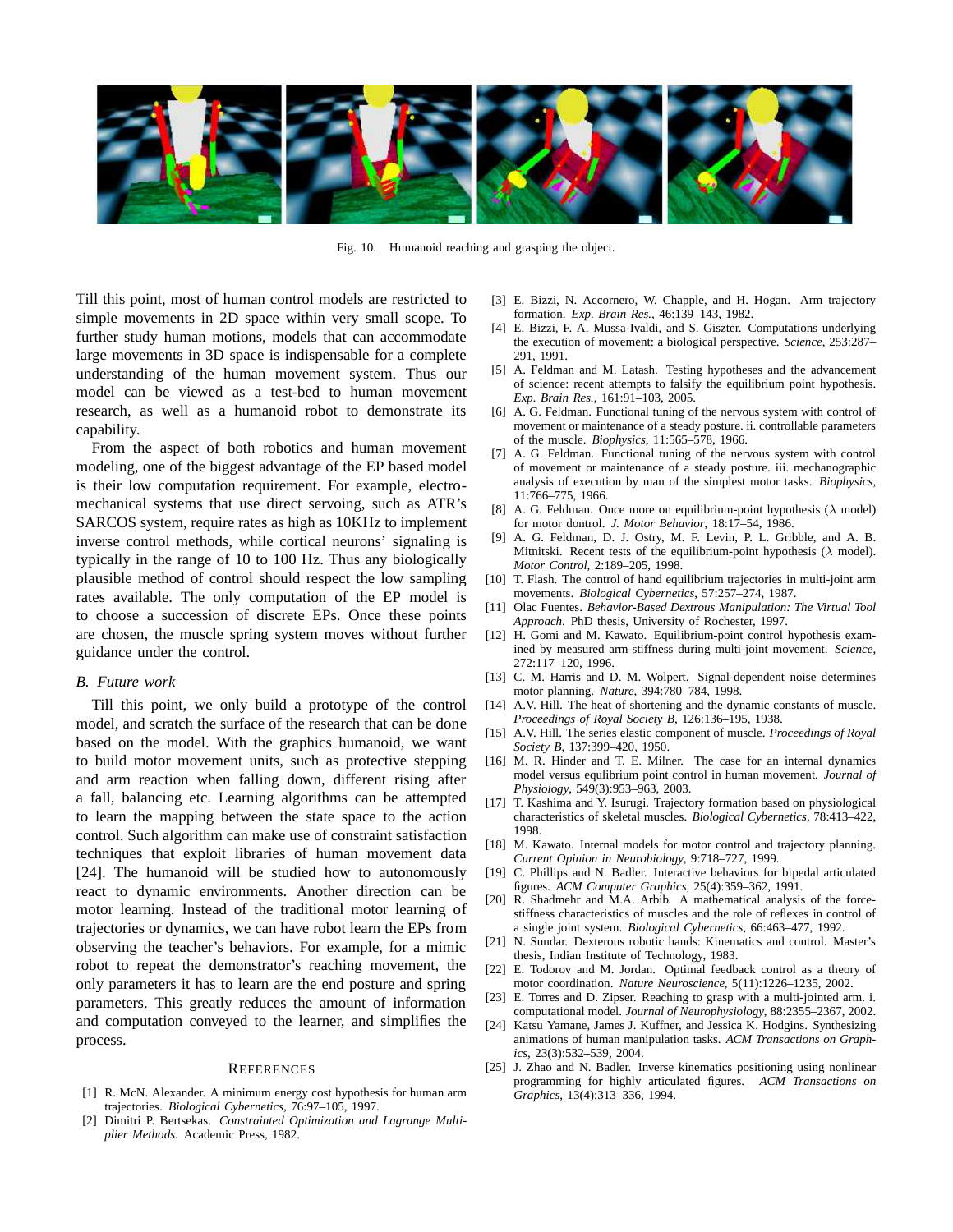Fig. 10. Humanoid reaching and grasping the object.

Till this point, most of human control models are restricted to simple movements in 2D space within very small scope. To further study human motions, models that can accommodate large movements in 3D space is indispensable for a complete understanding of the human movement system. Thus our model can be viewed as a test-bed to human movement research, as well as a humanoid robot to demonstrate its capability.

From the aspect of both robotics and human movement modeling, one of the biggest advantage of the EP based model is their low computation requirement. For example, electromechanical systems that use direct servoing, such as ATR's SARCOS system, require rates as high as 10KHz to implement inverse control methods, while cortical neurons' signaling is typically in the range of 10 to 100 Hz. Thus any biologically plausible method of control should respect the low sampling rates available. The only computation of the EP model is to choose a succession of discrete EPs. Once these points are chosen, the muscle spring system moves without further guidance under the control.

### B. Future work

Till this point, we only build a prototype of the control model, and scratch the surface of the research that can be done based on the model. With the graphics humanoid, we want to build motor movement units, such as protective stepping and arm reaction when falling down, different rising after a fall, balancing etc. Learning algorithms can be attempted to learn the mapping between the state space to the action control. Such algorithm can make use of constraint satisfaction techniques that exploit libraries of human movement data [24]. The humanoid will be studied how to autonomously react to dynamic environments. Another direction can be motor learning. Instead of the traditional motor learning of trajectories or dynamics, we can have robot learn the EPs from observing the teacher's behaviors. For example, for a mimic robot to repeat the demonstrator's reaching movement, the only parameters it has to learn are the end posture and spring parameters. This greatly reduces the amount of information and computation conveyed to the learner, and simplifies the process.

## References

[1] R. McN. Alexander. A minimum energy cost hypothesis for human arm trajectories. *Biological Cybernetics*, 76:97–105, 1997.

[2] Dimitri P. Bertsekas. *Constrainted Optimization and Lagrange Multiplier Methods*. Academic Press, 1982.

[3] E. Bizzi, N. Accornero, W. Chapple, and H. Hogan. Arm trajectory formation. *Exp. Brain Res.*, 46:139–143, 1982.

[4] E. Bizzi, F. A. Mussa-Ivaldi, and S. Giszter. Computations underlying the execution of movement: a biological perspective. *Science*, 253:287–291, 1991.

[5] A. Feldman and M. Latash. Testing hypotheses and the advancement of science: recent attempts to falsify the equilibrium point hypothesis. *Exp. Brain Res.*, 161:91–103, 2005.

[6] A. G. Feldman. Functional tuning of the nervous system with control of movement or maintenance of a steady posture. ii. controllable parameters of the muscle. *Biophysics*, 11:565–578, 1966.

[7] A. G. Feldman. Functional tuning of the nervous system with control of movement or maintenance of a steady posture. iii. mechanographic analysis of execution by man of the simplest motor tasks. *Biophysics*, 11:766–775, 1966.

[8] A. G. Feldman. Once more on equilibrium-point hypothesis ($\lambda$ model) for motor dontrol. *J. Motor Behavior*, 18:17–54, 1986.

[9] A. G. Feldman, D. J. Ostry, M. F. Levin, P. L. Gribble, and A. B. Mitnitski. Recent tests of the equilibrium-point hypothesis ($\lambda$ model). *Motor Control*, 2:189–205, 1998.

[10] T. Flash. The control of hand equilibrium trajectories in multi-joint arm movements. *Biological Cybernetics*, 57:257–274, 1987.

[11] Olac Fuentes. *Behavior-Based Dextrous Manipulation: The Virtual Tool Approach*. PhD thesis, University of Rochester, 1997.

[12] H. Gomi and M. Kawato. Equilibrium-point control hypothesis examined by measured arm-stiffness during multi-joint movement. *Science*, 272:117–120, 1996.

[13] C. M. Harris and D. M. Wolpert. Signal-dependent noise determines motor planning. *Nature*, 394:780–784, 1998.

[14] A.V. Hill. The heat of shortening and the dynamic constants of muscle. *Proceedings of Royal Society B*, 126:136–195, 1938.

[15] A.V. Hill. The series elastic component of muscle. *Proceedings of Royal Society B*, 137:399–420, 1950.

[16] M. R. Hinder and T. E. Milner. The case for an internal dynamics model versus equlibrium point control in human movement. *Journal of Physiology*, 549(3):953–963, 2003.

[17] T. Kashima and Y. Isurugi. Trajectory formation based on physiological characteristics of skeletal muscles. *Biological Cybernetics*, 78:413–422, 1998.

[18] M. Kawato. Internal models for motor control and trajectory planning. *Current Opinion in Neurobiology*, 9:718–727, 1999.

[19] C. Phillips and N. Badler. Interactive behaviors for bipedal articulated figures. *ACM Computer Graphics*, 25(4):359–362, 1991.

[20] R. Shadmehr and M.A. Arbib. A mathematical analysis of the force-stiffness characteristics of muscles and the role of reflexes in control of a single joint system. *Biological Cybernetics*, 66:463–477, 1992.

[21] N. Sundar. Dexterous robotic hands: Kinematics and control. Master's thesis, Indian Institute of Technology, 1983.

[22] E. Todorov and M. Jordan. Optimal feedback control as a theory of motor coordination. *Nature Neuroscience*, 5(11):1226–1235, 2002.

[23] E. Torres and D. Zipser. Reaching to grasp with a multi-jointed arm. i. computational model. *Journal of Neurophysiology*, 88:2355–2367, 2002.

[24] Katsu Yamane, James J. Kuffner, and Jessica K. Hodgins. Synthesizing animations of human manipulation tasks. *ACM Transactions on Graphics*, 23(3):532–539, 2004.

[25] J. Zhao and N. Badler. Inverse kinematics positioning using nonlinear programming for highly articulated figures. *ACM Transactions on Graphics*, 13(4):313–336, 1994.